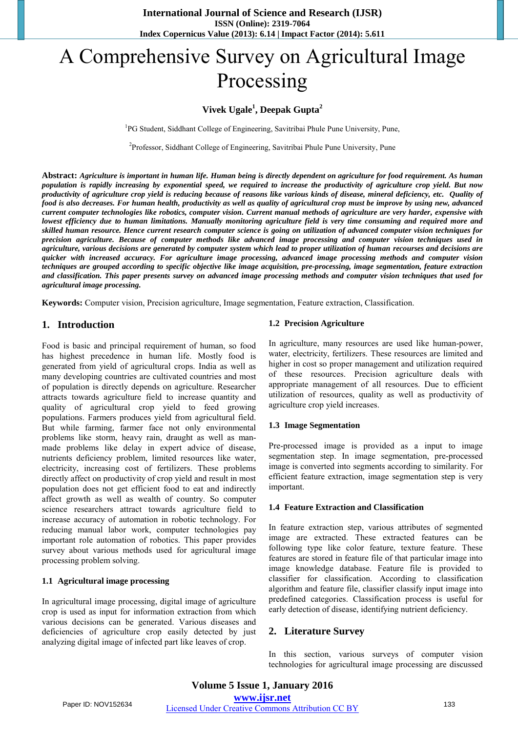# A Comprehensive Survey on Agricultural Image Processing

**Vivek Ugale[1], Deepak Gupta[2]**

[1]PG Student, Siddhant College of Engineering, Savitribai Phule Pune University, Pune,

[2]Professor, Siddhant College of Engineering, Savitribai Phule Pune University, Pune

**Abstract:** ***Agriculture is important in human life. Human being is directly dependent on agriculture for food requirement. As human population is rapidly increasing by exponential speed, we required to increase the productivity of agriculture crop yield. But now productivity of agriculture crop yield is reducing because of reasons like various kinds of disease, mineral deficiency, etc. Quality of food is also decreases. For human health, productivity as well as quality of agricultural crop must be improve by using new, advanced current computer technologies like robotics, computer vision. Current manual methods of agriculture are very harder, expensive with lowest efficiency due to human limitations. Manually monitoring agriculture field is very time consuming and required more and skilled human resource. Hence current research computer science is going on utilization of advanced computer vision techniques for precision agriculture. Because of computer methods like advanced image processing and computer vision techniques used in agriculture, various decisions are generated by computer system which lead to proper utilization of human recourses and decisions are quicker with increased accuracy. For agriculture image processing, advanced image processing methods and computer vision techniques are grouped according to specific objective like image acquisition, pre-processing, image segmentation, feature extraction and classification. This paper presents survey on advanced image processing methods and computer vision techniques that used for agricultural image processing.***

**Keywords:** Computer vision, Precision agriculture, Image segmentation, Feature extraction, Classification.

## 1. Introduction

Food is basic and principal requirement of human, so food has highest precedence in human life. Mostly food is generated from yield of agricultural crops. India as well as many developing countries are cultivated countries and most of population is directly depends on agriculture. Researcher attracts towards agriculture field to increase quantity and quality of agricultural crop yield to feed growing populations. Farmers produces yield from agricultural field. But while farming, farmer face not only environmental problems like storm, heavy rain, draught as well as man-made problems like delay in expert advice of disease, nutrients deficiency problem, limited resources like water, electricity, increasing cost of fertilizers. These problems directly affect on productivity of crop yield and result in most population does not get efficient food to eat and indirectly affect growth as well as wealth of country. So computer science researchers attract towards agriculture field to increase accuracy of automation in robotic technology. For reducing manual labor work, computer technologies pay important role automation of robotics. This paper provides survey about various methods used for agricultural image processing problem solving.

### 1.1 Agricultural image processing

In agricultural image processing, digital image of agriculture crop is used as input for information extraction from which various decisions can be generated. Various diseases and deficiencies of agriculture crop easily detected by just analyzing digital image of infected part like leaves of crop.

### 1.2 Precision Agriculture

In agriculture, many resources are used like human-power, water, electricity, fertilizers. These resources are limited and higher in cost so proper management and utilization required of these resources. Precision agriculture deals with appropriate management of all resources. Due to efficient utilization of resources, quality as well as productivity of agriculture crop yield increases.

### 1.3 Image Segmentation

Pre-processed image is provided as a input to image segmentation step. In image segmentation, pre-processed image is converted into segments according to similarity. For efficient feature extraction, image segmentation step is very important.

### 1.4 Feature Extraction and Classification

In feature extraction step, various attributes of segmented image are extracted. These extracted features can be following type like color feature, texture feature. These features are stored in feature file of that particular image into image knowledge database. Feature file is provided to classifier for classification. According to classification algorithm and feature file, classifier classify input image into predefined categories. Classification process is useful for early detection of disease, identifying nutrient deficiency.

## 2. Literature Survey

In this section, various surveys of computer vision technologies for agricultural image processing are discussed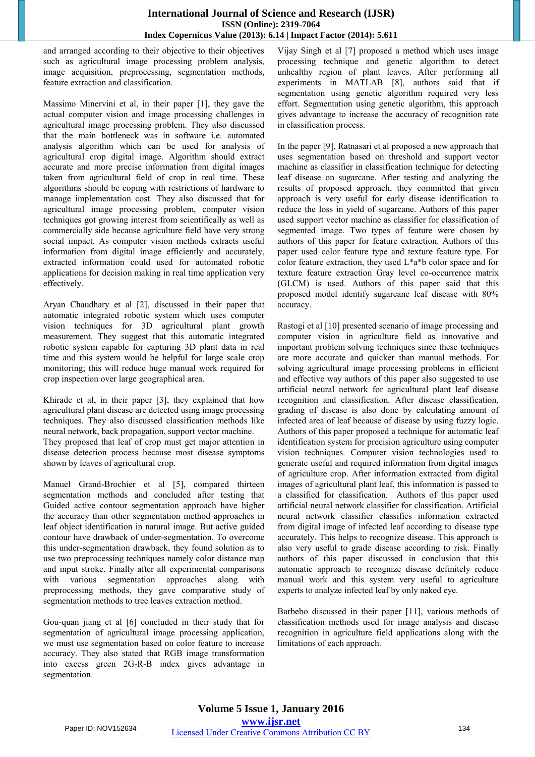and arranged according to their objective to their objectives such as agricultural image processing problem analysis, image acquisition, preprocessing, segmentation methods, feature extraction and classification.

Massimo Minervini et al, in their paper [1], they gave the actual computer vision and image processing challenges in agricultural image processing problem. They also discussed that the main bottleneck was in software i.e. automated analysis algorithm which can be used for analysis of agricultural crop digital image. Algorithm should extract accurate and more precise information from digital images taken from agricultural field of crop in real time. These algorithms should be coping with restrictions of hardware to manage implementation cost. They also discussed that for agricultural image processing problem, computer vision techniques got growing interest from scientifically as well as commercially side because agriculture field have very strong social impact. As computer vision methods extracts useful information from digital image efficiently and accurately, extracted information could used for automated robotic applications for decision making in real time application very effectively.

Aryan Chaudhary et al [2], discussed in their paper that automatic integrated robotic system which uses computer vision techniques for 3D agricultural plant growth measurement. They suggest that this automatic integrated robotic system capable for capturing 3D plant data in real time and this system would be helpful for large scale crop monitoring; this will reduce huge manual work required for crop inspection over large geographical area.

Khirade et al, in their paper [3], they explained that how agricultural plant disease are detected using image processing techniques. They also discussed classification methods like neural network, back propagation, support vector machine. They proposed that leaf of crop must get major attention in disease detection process because most disease symptoms shown by leaves of agricultural crop.

Manuel Grand-Brochier et al [5], compared thirteen segmentation methods and concluded after testing that Guided active contour segmentation approach have higher the accuracy than other segmentation method approaches in leaf object identification in natural image. But active guided contour have drawback of under-segmentation. To overcome this under-segmentation drawback, they found solution as to use two preprocessing techniques namely color distance map and input stroke. Finally after all experimental comparisons with various segmentation approaches along with preprocessing methods, they gave comparative study of segmentation methods to tree leaves extraction method.

Gou-quan jiang et al [6] concluded in their study that for segmentation of agricultural image processing application, we must use segmentation based on color feature to increase accuracy. They also stated that RGB image transformation into excess green 2G-R-B index gives advantage in segmentation.

Vijay Singh et al [7] proposed a method which uses image processing technique and genetic algorithm to detect unhealthy region of plant leaves. After performing all experiments in MATLAB [8], authors said that if segmentation using genetic algorithm required very less effort. Segmentation using genetic algorithm, this approach gives advantage to increase the accuracy of recognition rate in classification process.

In the paper [9], Ratnasari et al proposed a new approach that uses segmentation based on threshold and support vector machine as classifier in classification technique for detecting leaf disease on sugarcane. After testing and analyzing the results of proposed approach, they committed that given approach is very useful for early disease identification to reduce the loss in yield of sugarcane. Authors of this paper used support vector machine as classifier for classification of segmented image. Two types of feature were chosen by authors of this paper for feature extraction. Authors of this paper used color feature type and texture feature type. For color feature extraction, they used L*a*b color space and for texture feature extraction Gray level co-occurrence matrix (GLCM) is used. Authors of this paper said that this proposed model identify sugarcane leaf disease with 80% accuracy.

Rastogi et al [10] presented scenario of image processing and computer vision in agriculture field as innovative and important problem solving techniques since these techniques are more accurate and quicker than manual methods. For solving agricultural image processing problems in efficient and effective way authors of this paper also suggested to use artificial neural network for agricultural plant leaf disease recognition and classification. After disease classification, grading of disease is also done by calculating amount of infected area of leaf because of disease by using fuzzy logic. Authors of this paper proposed a technique for automatic leaf identification system for precision agriculture using computer vision techniques. Computer vision technologies used to generate useful and required information from digital images of agriculture crop. After information extracted from digital images of agricultural plant leaf, this information is passed to a classified for classification. Authors of this paper used artificial neural network classifier for classification. Artificial neural network classifier classifies information extracted from digital image of infected leaf according to disease type accurately. This helps to recognize disease. This approach is also very useful to grade disease according to risk. Finally authors of this paper discussed in conclusion that this automatic approach to recognize disease definitely reduce manual work and this system very useful to agriculture experts to analyze infected leaf by only naked eye.

Barbebo discussed in their paper [11], various methods of classification methods used for image analysis and disease recognition in agriculture field applications along with the limitations of each approach.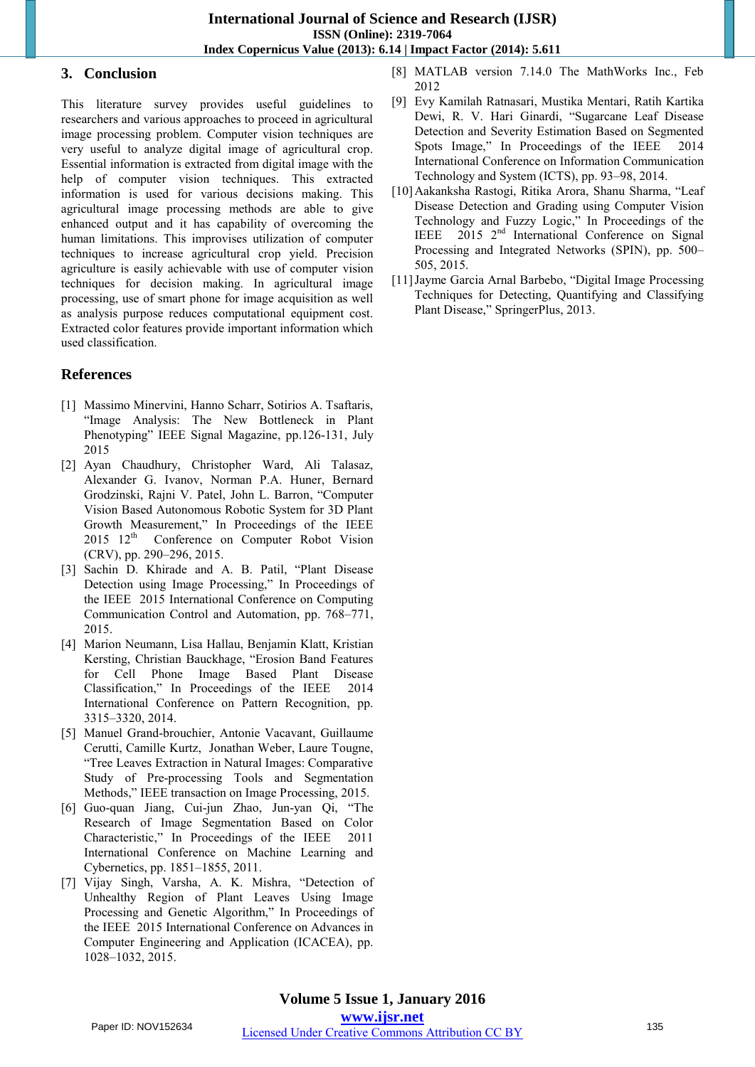## 3. Conclusion

This literature survey provides useful guidelines to researchers and various approaches to proceed in agricultural image processing problem. Computer vision techniques are very useful to analyze digital image of agricultural crop. Essential information is extracted from digital image with the help of computer vision techniques. This extracted information is used for various decisions making. This agricultural image processing methods are able to give enhanced output and it has capability of overcoming the human limitations. This improvises utilization of computer techniques to increase agricultural crop yield. Precision agriculture is easily achievable with use of computer vision techniques for decision making. In agricultural image processing, use of smart phone for image acquisition as well as analysis purpose reduces computational equipment cost. Extracted color features provide important information which used classification.

## References

[1] Massimo Minervini, Hanno Scharr, Sotirios A. Tsaftaris, "Image Analysis: The New Bottleneck in Plant Phenotyping" IEEE Signal Magazine, pp.126-131, July 2015

[2] Ayan Chaudhury, Christopher Ward, Ali Talasaz, Alexander G. Ivanov, Norman P.A. Huner, Bernard Grodzinski, Rajni V. Patel, John L. Barron, "Computer Vision Based Autonomous Robotic System for 3D Plant Growth Measurement," In Proceedings of the IEEE 2015 12th Conference on Computer Robot Vision (CRV), pp. 290–296, 2015.

[3] Sachin D. Khirade and A. B. Patil, "Plant Disease Detection using Image Processing," In Proceedings of the IEEE 2015 International Conference on Computing Communication Control and Automation, pp. 768–771, 2015.

[4] Marion Neumann, Lisa Hallau, Benjamin Klatt, Kristian Kersting, Christian Bauckhage, "Erosion Band Features for Cell Phone Image Based Plant Disease Classification," In Proceedings of the IEEE 2014 International Conference on Pattern Recognition, pp. 3315–3320, 2014.

[5] Manuel Grand-brouchier, Antonie Vacavant, Guillaume Cerutti, Camille Kurtz, Jonathan Weber, Laure Tougne, "Tree Leaves Extraction in Natural Images: Comparative Study of Pre-processing Tools and Segmentation Methods," IEEE transaction on Image Processing, 2015.

[6] Guo-quan Jiang, Cui-jun Zhao, Jun-yan Qi, "The Research of Image Segmentation Based on Color Characteristic," In Proceedings of the IEEE 2011 International Conference on Machine Learning and Cybernetics, pp. 1851–1855, 2011.

[7] Vijay Singh, Varsha, A. K. Mishra, "Detection of Unhealthy Region of Plant Leaves Using Image Processing and Genetic Algorithm," In Proceedings of the IEEE 2015 International Conference on Advances in Computer Engineering and Application (ICACEA), pp. 1028–1032, 2015.

[8] MATLAB version 7.14.0 The MathWorks Inc., Feb 2012

[9] Evy Kamilah Ratnasari, Mustika Mentari, Ratih Kartika Dewi, R. V. Hari Ginardi, "Sugarcane Leaf Disease Detection and Severity Estimation Based on Segmented Spots Image," In Proceedings of the IEEE 2014 International Conference on Information Communication Technology and System (ICTS), pp. 93–98, 2014.

[10] Aakanksha Rastogi, Ritika Arora, Shanu Sharma, "Leaf Disease Detection and Grading using Computer Vision Technology and Fuzzy Logic," In Proceedings of the IEEE 2015 2nd International Conference on Signal Processing and Integrated Networks (SPIN), pp. 500–505, 2015.

[11] Jayme Garcia Arnal Barbebo, "Digital Image Processing Techniques for Detecting, Quantifying and Classifying Plant Disease," SpringerPlus, 2013.